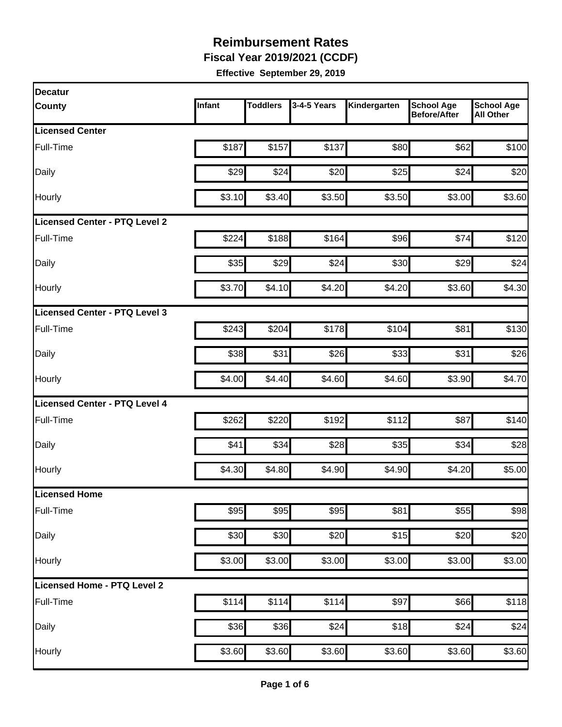# Reimbursement Rates

**Fiscal Year 2019/2021 (CCDF)**

**Effective September 29, 2019**

| Decatur County | Infant | Toddlers | 3-4-5 Years | Kindergarten | School Age Before/After | School Age All Other |
|---|---|---|---|---|---|---|
| **Licensed Center** | | | | | | |
| Full-Time | $187 | $157 | $137 | $80 | $62 | $100 |
| Daily | $29 | $24 | $20 | $25 | $24 | $20 |
| Hourly | $3.10 | $3.40 | $3.50 | $3.50 | $3.00 | $3.60 |
| **Licensed Center - PTQ Level 2** | | | | | | |
| Full-Time | $224 | $188 | $164 | $96 | $74 | $120 |
| Daily | $35 | $29 | $24 | $30 | $29 | $24 |
| Hourly | $3.70 | $4.10 | $4.20 | $4.20 | $3.60 | $4.30 |
| **Licensed Center - PTQ Level 3** | | | | | | |
| Full-Time | $243 | $204 | $178 | $104 | $81 | $130 |
| Daily | $38 | $31 | $26 | $33 | $31 | $26 |
| Hourly | $4.00 | $4.40 | $4.60 | $4.60 | $3.90 | $4.70 |
| **Licensed Center - PTQ Level 4** | | | | | | |
| Full-Time | $262 | $220 | $192 | $112 | $87 | $140 |
| Daily | $41 | $34 | $28 | $35 | $34 | $28 |
| Hourly | $4.30 | $4.80 | $4.90 | $4.90 | $4.20 | $5.00 |
| **Licensed Home** | | | | | | |
| Full-Time | $95 | $95 | $95 | $81 | $55 | $98 |
| Daily | $30 | $30 | $20 | $15 | $20 | $20 |
| Hourly | $3.00 | $3.00 | $3.00 | $3.00 | $3.00 | $3.00 |
| **Licensed Home - PTQ Level 2** | | | | | | |
| Full-Time | $114 | $114 | $114 | $97 | $66 | $118 |
| Daily | $36 | $36 | $24 | $18 | $24 | $24 |
| Hourly | $3.60 | $3.60 | $3.60 | $3.60 | $3.60 | $3.60 |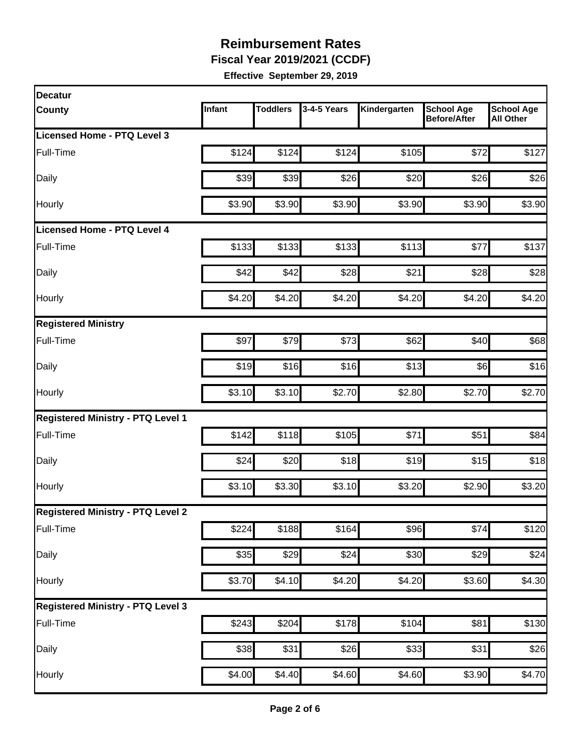# Reimbursement Rates

**Fiscal Year 2019/2021 (CCDF)**

**Effective September 29, 2019**

| Decatur County | Infant | Toddlers | 3-4-5 Years | Kindergarten | School Age Before/After | School Age All Other |
|---|---|---|---|---|---|---|
| **Licensed Home - PTQ Level 3** | | | | | | |
| Full-Time | $124 | $124 | $124 | $105 | $72 | $127 |
| Daily | $39 | $39 | $26 | $20 | $26 | $26 |
| Hourly | $3.90 | $3.90 | $3.90 | $3.90 | $3.90 | $3.90 |
| **Licensed Home - PTQ Level 4** | | | | | | |
| Full-Time | $133 | $133 | $133 | $113 | $77 | $137 |
| Daily | $42 | $42 | $28 | $21 | $28 | $28 |
| Hourly | $4.20 | $4.20 | $4.20 | $4.20 | $4.20 | $4.20 |
| **Registered Ministry** | | | | | | |
| Full-Time | $97 | $79 | $73 | $62 | $40 | $68 |
| Daily | $19 | $16 | $16 | $13 | $6 | $16 |
| Hourly | $3.10 | $3.10 | $2.70 | $2.80 | $2.70 | $2.70 |
| **Registered Ministry - PTQ Level 1** | | | | | | |
| Full-Time | $142 | $118 | $105 | $71 | $51 | $84 |
| Daily | $24 | $20 | $18 | $19 | $15 | $18 |
| Hourly | $3.10 | $3.30 | $3.10 | $3.20 | $2.90 | $3.20 |
| **Registered Ministry - PTQ Level 2** | | | | | | |
| Full-Time | $224 | $188 | $164 | $96 | $74 | $120 |
| Daily | $35 | $29 | $24 | $30 | $29 | $24 |
| Hourly | $3.70 | $4.10 | $4.20 | $4.20 | $3.60 | $4.30 |
| **Registered Ministry - PTQ Level 3** | | | | | | |
| Full-Time | $243 | $204 | $178 | $104 | $81 | $130 |
| Daily | $38 | $31 | $26 | $33 | $31 | $26 |
| Hourly | $4.00 | $4.40 | $4.60 | $4.60 | $3.90 | $4.70 |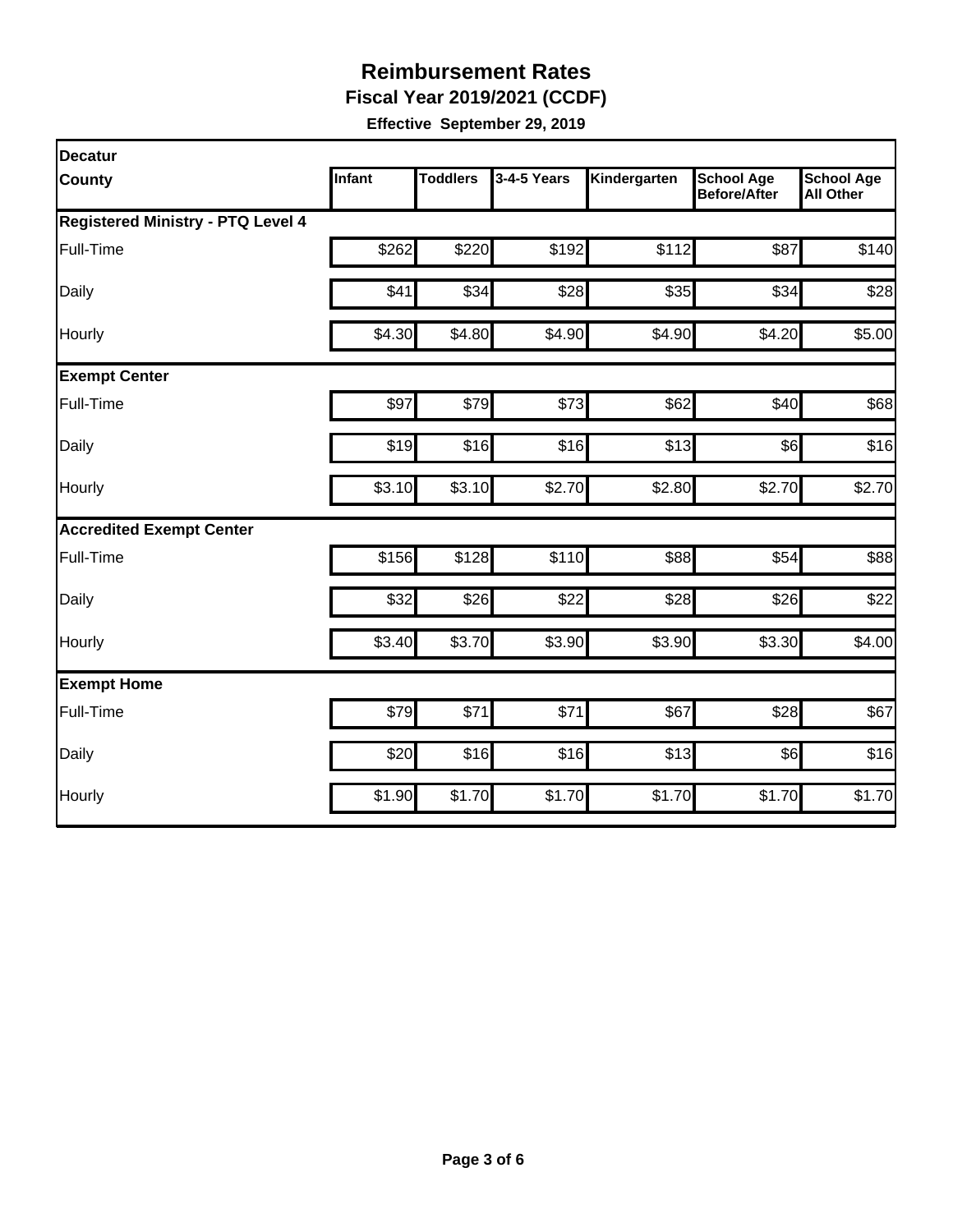# Reimbursement Rates

**Fiscal Year 2019/2021 (CCDF)**

**Effective September 29, 2019**

| Decatur County | Infant | Toddlers | 3-4-5 Years | Kindergarten | School Age Before/After | School Age All Other |
|---|---|---|---|---|---|---|
| **Registered Ministry - PTQ Level 4** | | | | | | |
| Full-Time | $262 | $220 | $192 | $112 | $87 | $140 |
| Daily | $41 | $34 | $28 | $35 | $34 | $28 |
| Hourly | $4.30 | $4.80 | $4.90 | $4.90 | $4.20 | $5.00 |
| **Exempt Center** | | | | | | |
| Full-Time | $97 | $79 | $73 | $62 | $40 | $68 |
| Daily | $19 | $16 | $16 | $13 | $6 | $16 |
| Hourly | $3.10 | $3.10 | $2.70 | $2.80 | $2.70 | $2.70 |
| **Accredited Exempt Center** | | | | | | |
| Full-Time | $156 | $128 | $110 | $88 | $54 | $88 |
| Daily | $32 | $26 | $22 | $28 | $26 | $22 |
| Hourly | $3.40 | $3.70 | $3.90 | $3.90 | $3.30 | $4.00 |
| **Exempt Home** | | | | | | |
| Full-Time | $79 | $71 | $71 | $67 | $28 | $67 |
| Daily | $20 | $16 | $16 | $13 | $6 | $16 |
| Hourly | $1.90 | $1.70 | $1.70 | $1.70 | $1.70 | $1.70 |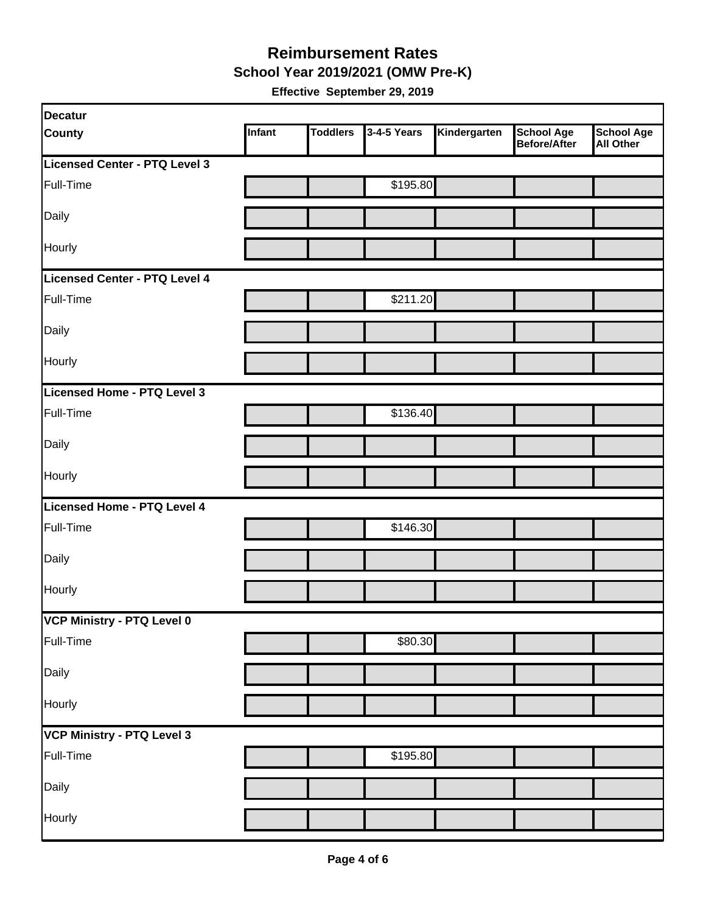# Reimbursement Rates

## School Year 2019/2021 (OMW Pre-K)

**Effective September 29, 2019**

| Decatur County | Infant | Toddlers | 3-4-5 Years | Kindergarten | School Age Before/After | School Age All Other |
|---|---|---|---|---|---|---|
| **Licensed Center - PTQ Level 3** | | | | | | |
| Full-Time | | | $195.80 | | | |
| Daily | | | | | | |
| Hourly | | | | | | |
| **Licensed Center - PTQ Level 4** | | | | | | |
| Full-Time | | | $211.20 | | | |
| Daily | | | | | | |
| Hourly | | | | | | |
| **Licensed Home - PTQ Level 3** | | | | | | |
| Full-Time | | | $136.40 | | | |
| Daily | | | | | | |
| Hourly | | | | | | |
| **Licensed Home - PTQ Level 4** | | | | | | |
| Full-Time | | | $146.30 | | | |
| Daily | | | | | | |
| Hourly | | | | | | |
| **VCP Ministry - PTQ Level 0** | | | | | | |
| Full-Time | | | $80.30 | | | |
| Daily | | | | | | |
| Hourly | | | | | | |
| **VCP Ministry - PTQ Level 3** | | | | | | |
| Full-Time | | | $195.80 | | | |
| Daily | | | | | | |
| Hourly | | | | | | |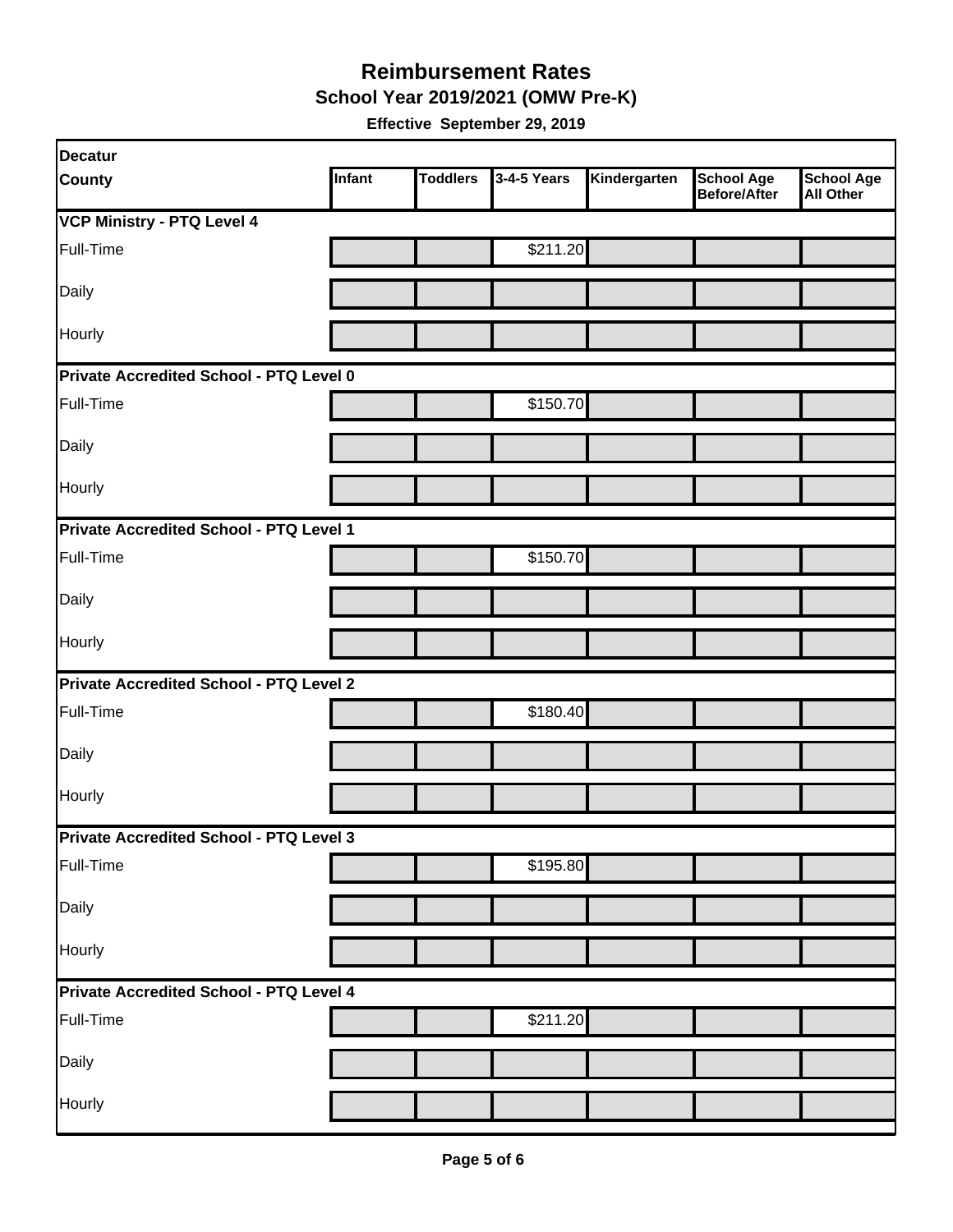# Reimbursement Rates

## School Year 2019/2021 (OMW Pre-K)

**Effective September 29, 2019**

| Decatur County | Infant | Toddlers | 3-4-5 Years | Kindergarten | School Age Before/After | School Age All Other |
|---|---|---|---|---|---|---|
| **VCP Ministry - PTQ Level 4** | | | | | | |
| Full-Time | | | $211.20 | | | |
| Daily | | | | | | |
| Hourly | | | | | | |
| **Private Accredited School - PTQ Level 0** | | | | | | |
| Full-Time | | | $150.70 | | | |
| Daily | | | | | | |
| Hourly | | | | | | |
| **Private Accredited School - PTQ Level 1** | | | | | | |
| Full-Time | | | $150.70 | | | |
| Daily | | | | | | |
| Hourly | | | | | | |
| **Private Accredited School - PTQ Level 2** | | | | | | |
| Full-Time | | | $180.40 | | | |
| Daily | | | | | | |
| Hourly | | | | | | |
| **Private Accredited School - PTQ Level 3** | | | | | | |
| Full-Time | | | $195.80 | | | |
| Daily | | | | | | |
| Hourly | | | | | | |
| **Private Accredited School - PTQ Level 4** | | | | | | |
| Full-Time | | | $211.20 | | | |
| Daily | | | | | | |
| Hourly | | | | | | |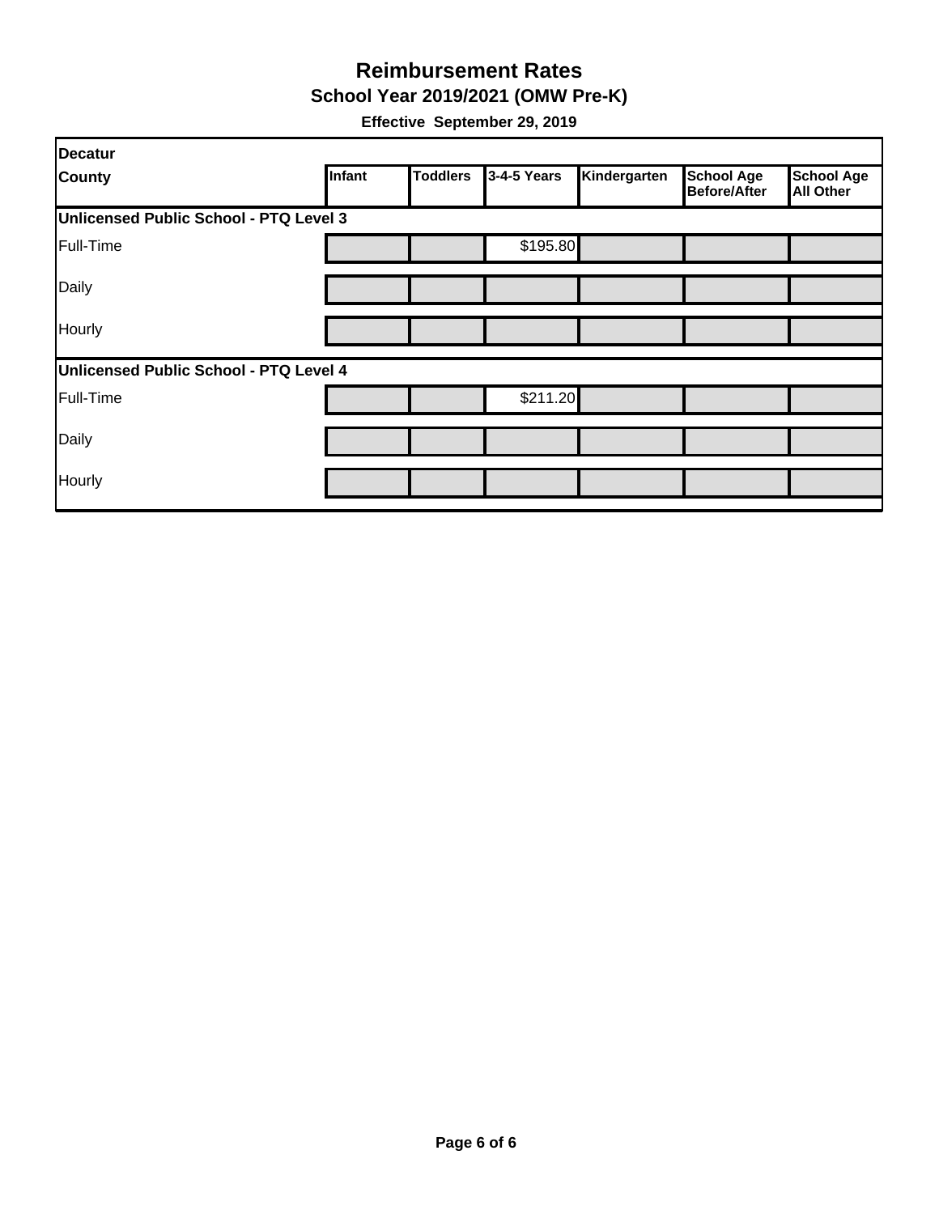# Reimbursement Rates

## School Year 2019/2021 (OMW Pre-K)

**Effective September 29, 2019**

| Decatur County | Infant | Toddlers | 3-4-5 Years | Kindergarten | School Age Before/After | School Age All Other |
|---|---|---|---|---|---|---|
| **Unlicensed Public School - PTQ Level 3** | | | | | | |
| Full-Time | | | $195.80 | | | |
| Daily | | | | | | |
| Hourly | | | | | | |
| **Unlicensed Public School - PTQ Level 4** | | | | | | |
| Full-Time | | | $211.20 | | | |
| Daily | | | | | | |
| Hourly | | | | | | |